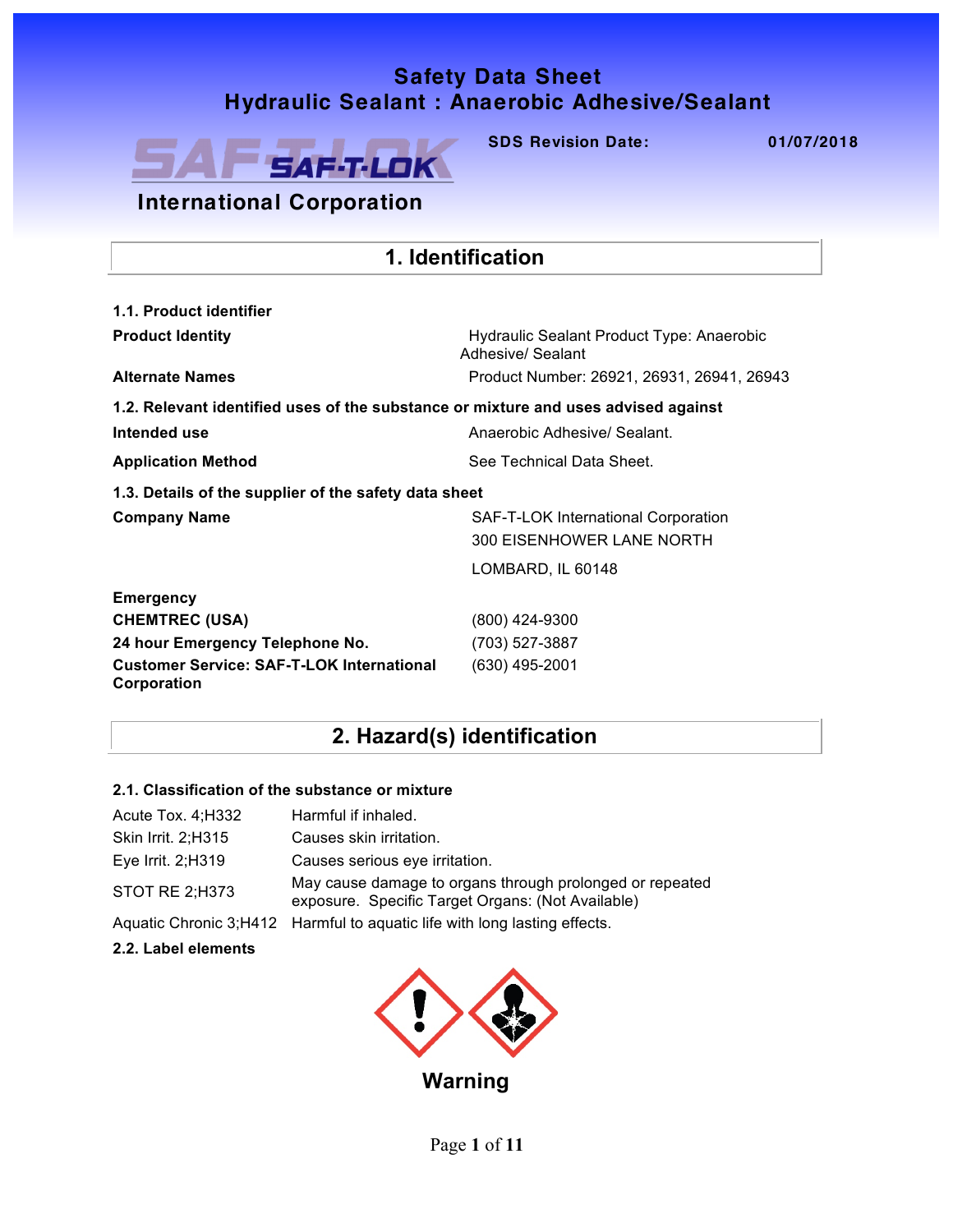# Safety Data Sheet
# Hydraulic Sealant : Anaerobic Adhesive/Sealant

**SAF-T-LOK International Corporation**

**SDS Revision Date:** 01/07/2018

## 1. Identification

### 1.1. Product identifier

| | |
|---|---|
| **Product Identity** | Hydraulic Sealant Product Type: Anaerobic Adhesive/ Sealant |
| **Alternate Names** | Product Number: 26921, 26931, 26941, 26943 |

### 1.2. Relevant identified uses of the substance or mixture and uses advised against

| | |
|---|---|
| **Intended use** | Anaerobic Adhesive/ Sealant. |
| **Application Method** | See Technical Data Sheet. |

### 1.3. Details of the supplier of the safety data sheet

| | |
|---|---|
| **Company Name** | SAF-T-LOK International Corporation<br>300 EISENHOWER LANE NORTH<br>LOMBARD, IL 60148 |
| **Emergency** | |
| **CHEMTREC (USA)** | (800) 424-9300 |
| **24 hour Emergency Telephone No.** | (703) 527-3887 |
| **Customer Service: SAF-T-LOK International Corporation** | (630) 495-2001 |

## 2. Hazard(s) identification

### 2.1. Classification of the substance or mixture

| | |
|---|---|
| Acute Tox. 4;H332 | Harmful if inhaled. |
| Skin Irrit. 2;H315 | Causes skin irritation. |
| Eye Irrit. 2;H319 | Causes serious eye irritation. |
| STOT RE 2;H373 | May cause damage to organs through prolonged or repeated exposure. Specific Target Organs: (Not Available) |
| Aquatic Chronic 3;H412 | Harmful to aquatic life with long lasting effects. |

### 2.2. Label elements

**Warning**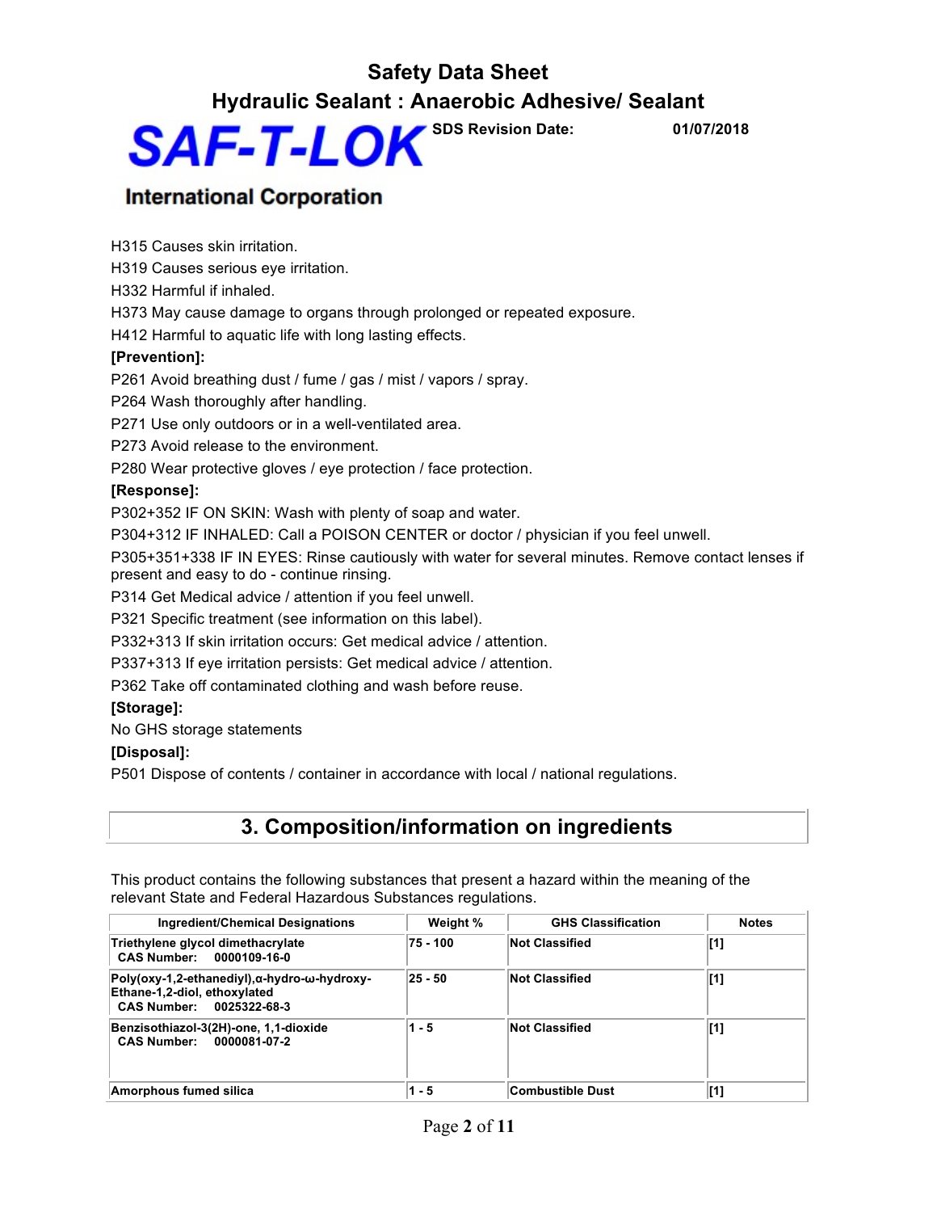H315 Causes skin irritation.

H319 Causes serious eye irritation.

H332 Harmful if inhaled.

H373 May cause damage to organs through prolonged or repeated exposure.

H412 Harmful to aquatic life with long lasting effects.

**[Prevention]:**

P261 Avoid breathing dust / fume / gas / mist / vapors / spray.

P264 Wash thoroughly after handling.

P271 Use only outdoors or in a well-ventilated area.

P273 Avoid release to the environment.

P280 Wear protective gloves / eye protection / face protection.

**[Response]:**

P302+352 IF ON SKIN: Wash with plenty of soap and water.

P304+312 IF INHALED: Call a POISON CENTER or doctor / physician if you feel unwell.

P305+351+338 IF IN EYES: Rinse cautiously with water for several minutes. Remove contact lenses if present and easy to do - continue rinsing.

P314 Get Medical advice / attention if you feel unwell.

P321 Specific treatment (see information on this label).

P332+313 If skin irritation occurs: Get medical advice / attention.

P337+313 If eye irritation persists: Get medical advice / attention.

P362 Take off contaminated clothing and wash before reuse.

**[Storage]:**

No GHS storage statements

**[Disposal]:**

P501 Dispose of contents / container in accordance with local / national regulations.

## 3. Composition/information on ingredients

This product contains the following substances that present a hazard within the meaning of the relevant State and Federal Hazardous Substances regulations.

| Ingredient/Chemical Designations | Weight % | GHS Classification | Notes |
|---|---|---|---|
| **Triethylene glycol dimethacrylate**<br>**CAS Number: 0000109-16-0** | **75 - 100** | **Not Classified** | **[1]** |
| **Poly(oxy-1,2-ethanediyl),α-hydro-ω-hydroxy-Ethane-1,2-diol, ethoxylated**<br>**CAS Number: 0025322-68-3** | **25 - 50** | **Not Classified** | **[1]** |
| **Benzisothiazol-3(2H)-one, 1,1-dioxide**<br>**CAS Number: 0000081-07-2** | **1 - 5** | **Not Classified** | **[1]** |
| **Amorphous fumed silica** | **1 - 5** | **Combustible Dust** | **[1]** |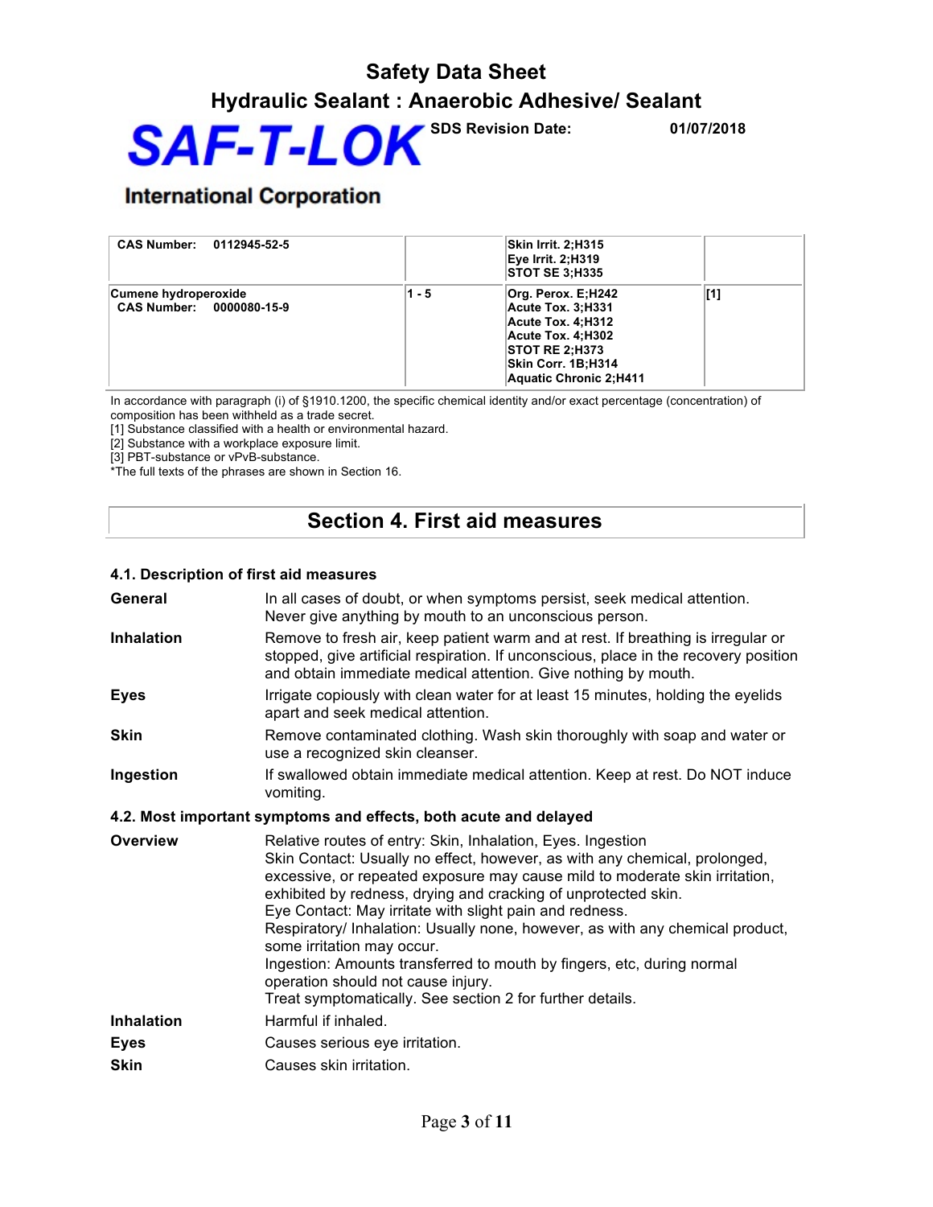| CAS Number: 0112945-52-5 | | Skin Irrit. 2;H315<br>Eye Irrit. 2;H319<br>STOT SE 3;H335 | |
|---|---|---|---|
| Cumene hydroperoxide<br>CAS Number: 0000080-15-9 | 1 - 5 | Org. Perox. E;H242<br>Acute Tox. 3;H331<br>Acute Tox. 4;H312<br>Acute Tox. 4;H302<br>STOT RE 2;H373<br>Skin Corr. 1B;H314<br>Aquatic Chronic 2;H411 | [1] |

In accordance with paragraph (i) of §1910.1200, the specific chemical identity and/or exact percentage (concentration) of composition has been withheld as a trade secret.
[1] Substance classified with a health or environmental hazard.
[2] Substance with a workplace exposure limit.
[3] PBT-substance or vPvB-substance.
*The full texts of the phrases are shown in Section 16.

# Section 4. First aid measures

### 4.1. Description of first aid measures

**General** In all cases of doubt, or when symptoms persist, seek medical attention. Never give anything by mouth to an unconscious person.

**Inhalation** Remove to fresh air, keep patient warm and at rest. If breathing is irregular or stopped, give artificial respiration. If unconscious, place in the recovery position and obtain immediate medical attention. Give nothing by mouth.

**Eyes** Irrigate copiously with clean water for at least 15 minutes, holding the eyelids apart and seek medical attention.

**Skin** Remove contaminated clothing. Wash skin thoroughly with soap and water or use a recognized skin cleanser.

**Ingestion** If swallowed obtain immediate medical attention. Keep at rest. Do NOT induce vomiting.

### 4.2. Most important symptoms and effects, both acute and delayed

**Overview** Relative routes of entry: Skin, Inhalation, Eyes. Ingestion
Skin Contact: Usually no effect, however, as with any chemical, prolonged, excessive, or repeated exposure may cause mild to moderate skin irritation, exhibited by redness, drying and cracking of unprotected skin.
Eye Contact: May irritate with slight pain and redness.
Respiratory/ Inhalation: Usually none, however, as with any chemical product, some irritation may occur.
Ingestion: Amounts transferred to mouth by fingers, etc, during normal operation should not cause injury.
Treat symptomatically. See section 2 for further details.

**Inhalation** Harmful if inhaled.

**Eyes** Causes serious eye irritation.

**Skin** Causes skin irritation.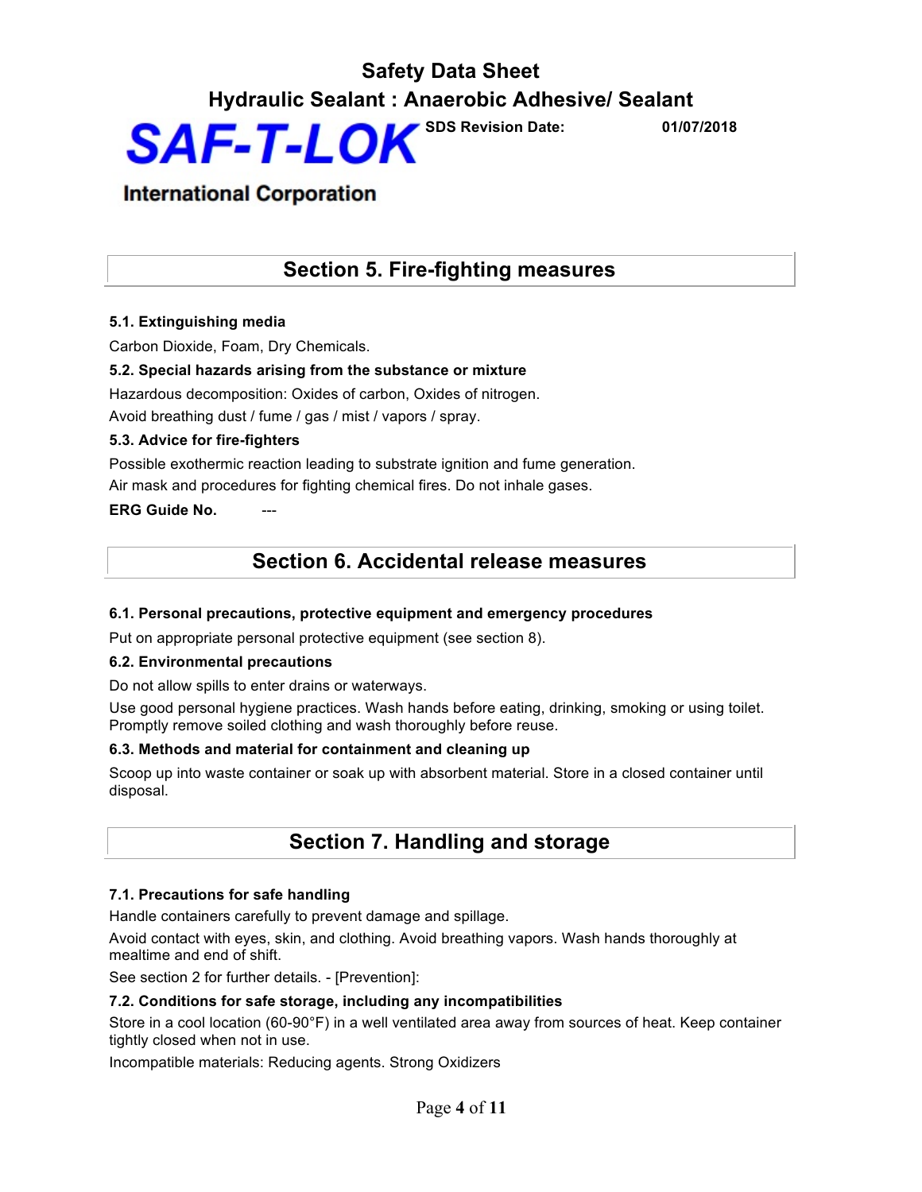## Section 5. Fire-fighting measures

### 5.1. Extinguishing media

Carbon Dioxide, Foam, Dry Chemicals.

### 5.2. Special hazards arising from the substance or mixture

Hazardous decomposition: Oxides of carbon, Oxides of nitrogen.

Avoid breathing dust / fume / gas / mist / vapors / spray.

### 5.3. Advice for fire-fighters

Possible exothermic reaction leading to substrate ignition and fume generation.

Air mask and procedures for fighting chemical fires. Do not inhale gases.

**ERG Guide No.** ---

## Section 6. Accidental release measures

### 6.1. Personal precautions, protective equipment and emergency procedures

Put on appropriate personal protective equipment (see section 8).

### 6.2. Environmental precautions

Do not allow spills to enter drains or waterways.

Use good personal hygiene practices. Wash hands before eating, drinking, smoking or using toilet. Promptly remove soiled clothing and wash thoroughly before reuse.

### 6.3. Methods and material for containment and cleaning up

Scoop up into waste container or soak up with absorbent material. Store in a closed container until disposal.

## Section 7. Handling and storage

### 7.1. Precautions for safe handling

Handle containers carefully to prevent damage and spillage.

Avoid contact with eyes, skin, and clothing. Avoid breathing vapors. Wash hands thoroughly at mealtime and end of shift.

See section 2 for further details. - [Prevention]:

### 7.2. Conditions for safe storage, including any incompatibilities

Store in a cool location (60-90°F) in a well ventilated area away from sources of heat. Keep container tightly closed when not in use.

Incompatible materials: Reducing agents. Strong Oxidizers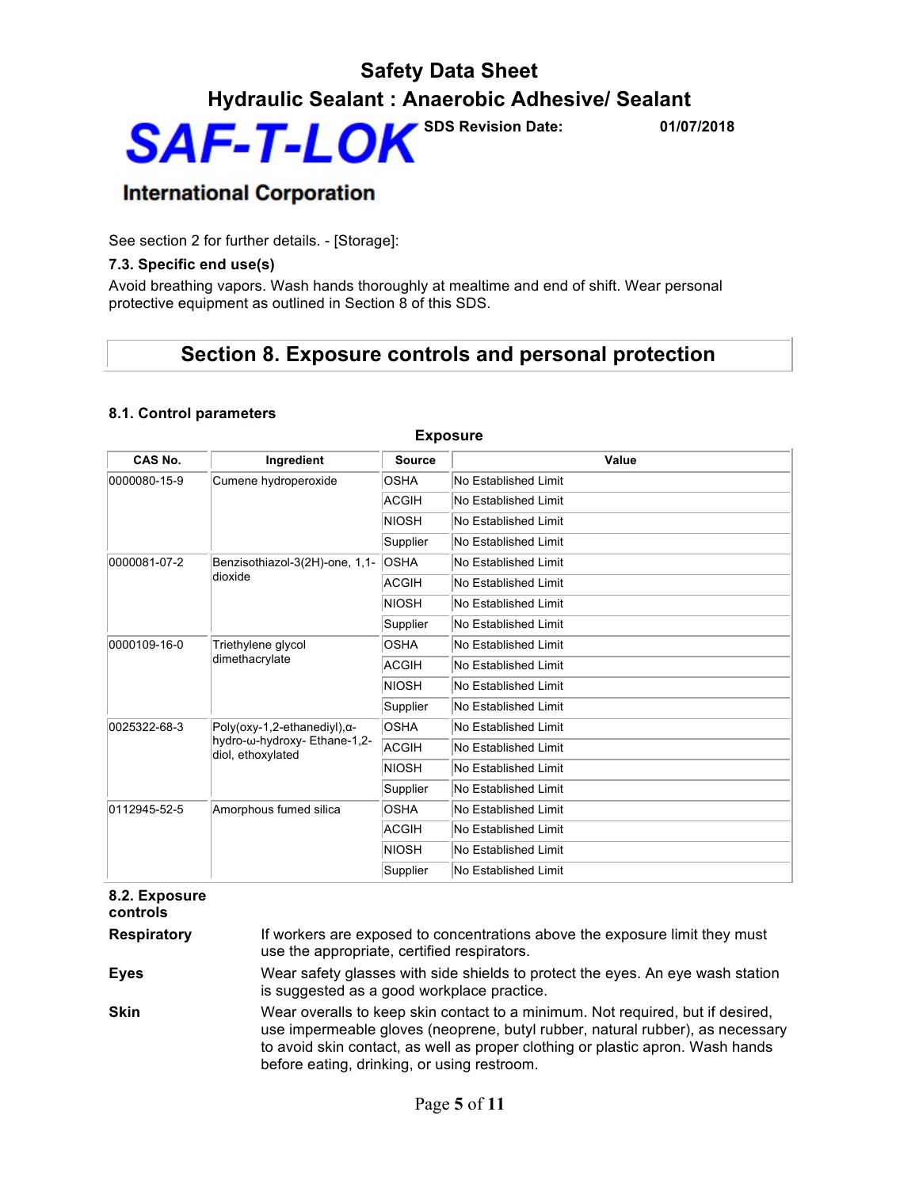See section 2 for further details. - [Storage]:

### 7.3. Specific end use(s)

Avoid breathing vapors. Wash hands thoroughly at mealtime and end of shift. Wear personal protective equipment as outlined in Section 8 of this SDS.

## Section 8. Exposure controls and personal protection

### 8.1. Control parameters

**Exposure**

| CAS No. | Ingredient | Source | Value |
|---|---|---|---|
| 0000080-15-9 | Cumene hydroperoxide | OSHA | No Established Limit |
| | | ACGIH | No Established Limit |
| | | NIOSH | No Established Limit |
| | | Supplier | No Established Limit |
| 0000081-07-2 | Benzisothiazol-3(2H)-one, 1,1-dioxide | OSHA | No Established Limit |
| | | ACGIH | No Established Limit |
| | | NIOSH | No Established Limit |
| | | Supplier | No Established Limit |
| 0000109-16-0 | Triethylene glycol dimethacrylate | OSHA | No Established Limit |
| | | ACGIH | No Established Limit |
| | | NIOSH | No Established Limit |
| | | Supplier | No Established Limit |
| 0025322-68-3 | Poly(oxy-1,2-ethanediyl),α-hydro-ω-hydroxy- Ethane-1,2-diol, ethoxylated | OSHA | No Established Limit |
| | | ACGIH | No Established Limit |
| | | NIOSH | No Established Limit |
| | | Supplier | No Established Limit |
| 0112945-52-5 | Amorphous fumed silica | OSHA | No Established Limit |
| | | ACGIH | No Established Limit |
| | | NIOSH | No Established Limit |
| | | Supplier | No Established Limit |

### 8.2. Exposure controls

**Respiratory** If workers are exposed to concentrations above the exposure limit they must use the appropriate, certified respirators.

**Eyes** Wear safety glasses with side shields to protect the eyes. An eye wash station is suggested as a good workplace practice.

**Skin** Wear overalls to keep skin contact to a minimum. Not required, but if desired, use impermeable gloves (neoprene, butyl rubber, natural rubber), as necessary to avoid skin contact, as well as proper clothing or plastic apron. Wash hands before eating, drinking, or using restroom.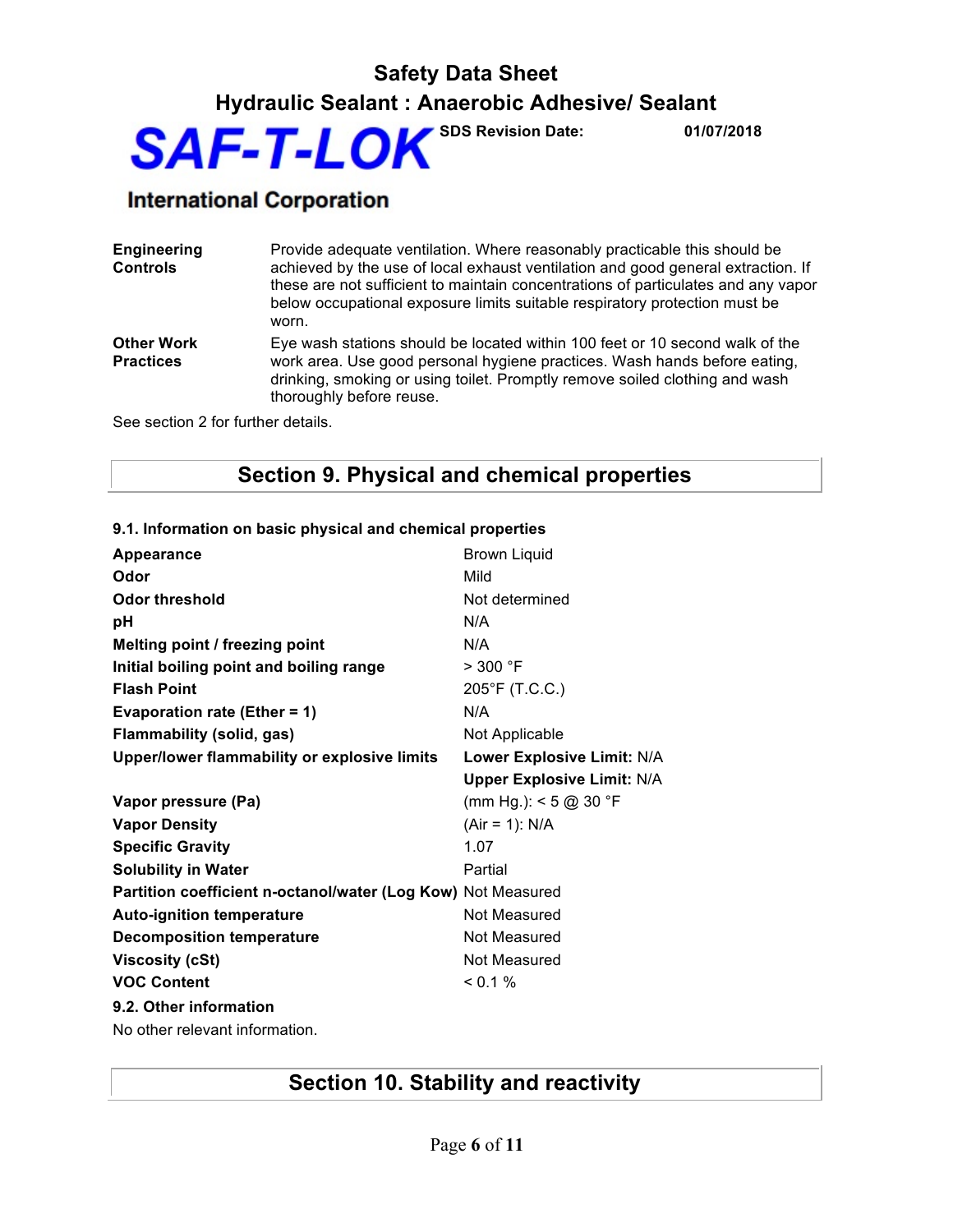| | |
|---|---|
| **Engineering Controls** | Provide adequate ventilation. Where reasonably practicable this should be achieved by the use of local exhaust ventilation and good general extraction. If these are not sufficient to maintain concentrations of particulates and any vapor below occupational exposure limits suitable respiratory protection must be worn. |
| **Other Work Practices** | Eye wash stations should be located within 100 feet or 10 second walk of the work area. Use good personal hygiene practices. Wash hands before eating, drinking, smoking or using toilet. Promptly remove soiled clothing and wash thoroughly before reuse. |

See section 2 for further details.

## Section 9. Physical and chemical properties

### 9.1. Information on basic physical and chemical properties

| | |
|---|---|
| **Appearance** | Brown Liquid |
| **Odor** | Mild |
| **Odor threshold** | Not determined |
| **pH** | N/A |
| **Melting point / freezing point** | N/A |
| **Initial boiling point and boiling range** | > 300 °F |
| **Flash Point** | 205°F (T.C.C.) |
| **Evaporation rate (Ether = 1)** | N/A |
| **Flammability (solid, gas)** | Not Applicable |
| **Upper/lower flammability or explosive limits** | **Lower Explosive Limit:** N/A<br>**Upper Explosive Limit:** N/A |
| **Vapor pressure (Pa)** | (mm Hg.): < 5 @ 30 °F |
| **Vapor Density** | (Air = 1): N/A |
| **Specific Gravity** | 1.07 |
| **Solubility in Water** | Partial |
| **Partition coefficient n-octanol/water (Log Kow)** | Not Measured |
| **Auto-ignition temperature** | Not Measured |
| **Decomposition temperature** | Not Measured |
| **Viscosity (cSt)** | Not Measured |
| **VOC Content** | < 0.1 % |

### 9.2. Other information

No other relevant information.

## Section 10. Stability and reactivity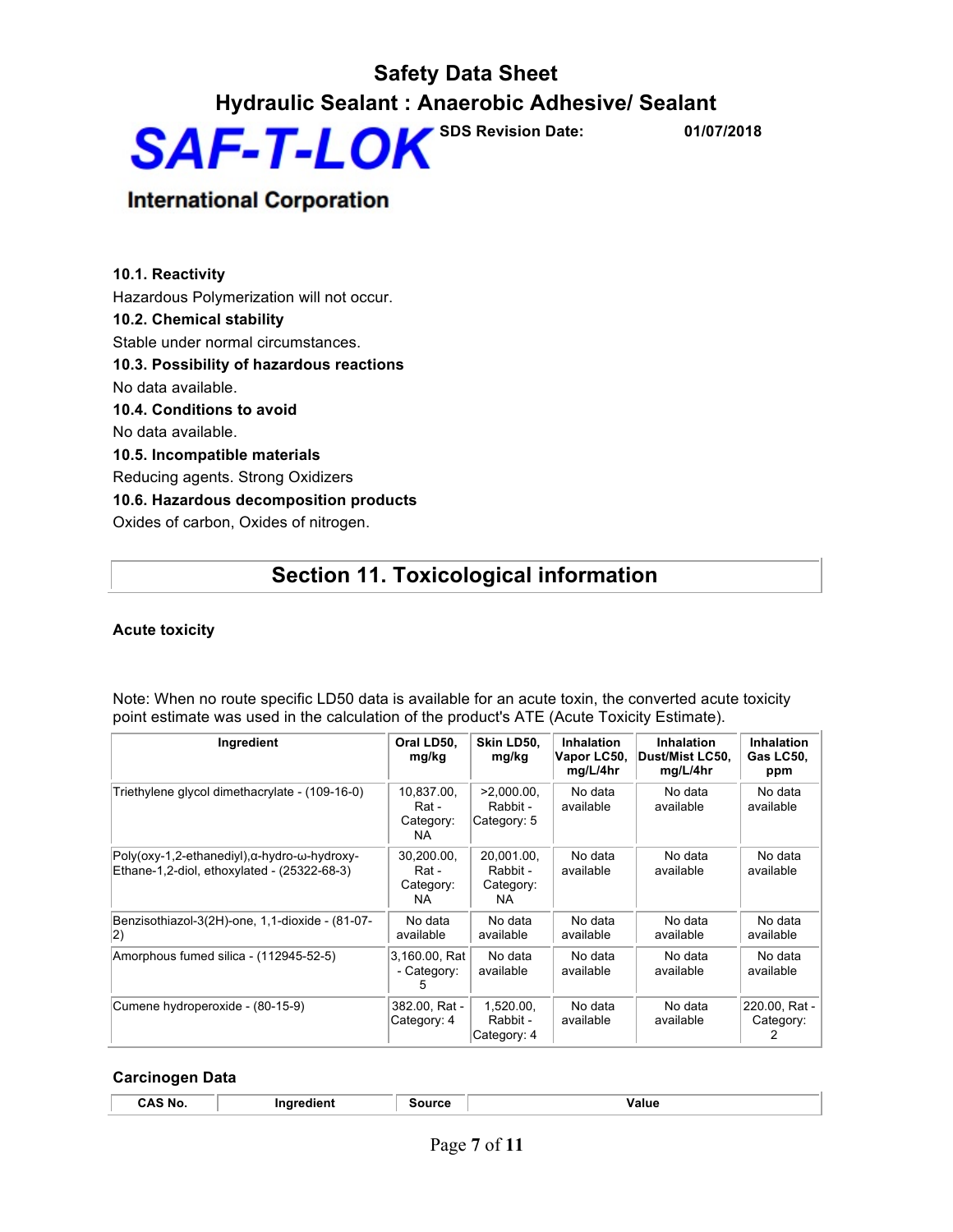### 10.1. Reactivity

Hazardous Polymerization will not occur.

### 10.2. Chemical stability

Stable under normal circumstances.

### 10.3. Possibility of hazardous reactions

No data available.

### 10.4. Conditions to avoid

No data available.

### 10.5. Incompatible materials

Reducing agents. Strong Oxidizers

### 10.6. Hazardous decomposition products

Oxides of carbon, Oxides of nitrogen.

## Section 11. Toxicological information

### Acute toxicity

Note: When no route specific LD50 data is available for an acute toxin, the converted acute toxicity point estimate was used in the calculation of the product's ATE (Acute Toxicity Estimate).

| Ingredient | Oral LD50, mg/kg | Skin LD50, mg/kg | Inhalation Vapor LC50, mg/L/4hr | Inhalation Dust/Mist LC50, mg/L/4hr | Inhalation Gas LC50, ppm |
|---|---|---|---|---|---|
| Triethylene glycol dimethacrylate - (109-16-0) | 10,837.00, Rat - Category: NA | >2,000.00, Rabbit - Category: 5 | No data available | No data available | No data available |
| Poly(oxy-1,2-ethanediyl),α-hydro-ω-hydroxy-Ethane-1,2-diol, ethoxylated - (25322-68-3) | 30,200.00, Rat - Category: NA | 20,001.00, Rabbit - Category: NA | No data available | No data available | No data available |
| Benzisothiazol-3(2H)-one, 1,1-dioxide - (81-07-2) | No data available | No data available | No data available | No data available | No data available |
| Amorphous fumed silica - (112945-52-5) | 3,160.00, Rat - Category: 5 | No data available | No data available | No data available | No data available |
| Cumene hydroperoxide - (80-15-9) | 382.00, Rat - Category: 4 | 1,520.00, Rabbit - Category: 4 | No data available | No data available | 220.00, Rat - Category: 2 |

### Carcinogen Data

| CAS No. | Ingredient | Source | Value |
|---|---|---|---|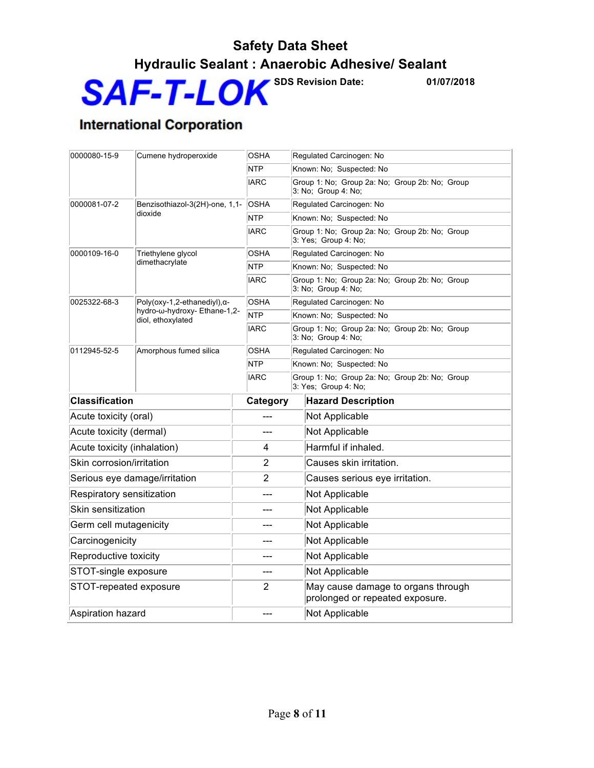| | | | |
|---|---|---|---|
| 0000080-15-9 | Cumene hydroperoxide | OSHA | Regulated Carcinogen: No |
| | | NTP | Known: No; Suspected: No |
| | | IARC | Group 1: No; Group 2a: No; Group 2b: No; Group 3: No; Group 4: No; |
| 0000081-07-2 | Benzisothiazol-3(2H)-one, 1,1-dioxide | OSHA | Regulated Carcinogen: No |
| | | NTP | Known: No; Suspected: No |
| | | IARC | Group 1: No; Group 2a: No; Group 2b: No; Group 3: Yes; Group 4: No; |
| 0000109-16-0 | Triethylene glycol dimethacrylate | OSHA | Regulated Carcinogen: No |
| | | NTP | Known: No; Suspected: No |
| | | IARC | Group 1: No; Group 2a: No; Group 2b: No; Group 3: No; Group 4: No; |
| 0025322-68-3 | Poly(oxy-1,2-ethanediyl),α-hydro-ω-hydroxy- Ethane-1,2-diol, ethoxylated | OSHA | Regulated Carcinogen: No |
| | | NTP | Known: No; Suspected: No |
| | | IARC | Group 1: No; Group 2a: No; Group 2b: No; Group 3: No; Group 4: No; |
| 0112945-52-5 | Amorphous fumed silica | OSHA | Regulated Carcinogen: No |
| | | NTP | Known: No; Suspected: No |
| | | IARC | Group 1: No; Group 2a: No; Group 2b: No; Group 3: Yes; Group 4: No; |

| Classification | Category | Hazard Description |
|---|---|---|
| Acute toxicity (oral) | --- | Not Applicable |
| Acute toxicity (dermal) | --- | Not Applicable |
| Acute toxicity (inhalation) | 4 | Harmful if inhaled. |
| Skin corrosion/irritation | 2 | Causes skin irritation. |
| Serious eye damage/irritation | 2 | Causes serious eye irritation. |
| Respiratory sensitization | --- | Not Applicable |
| Skin sensitization | --- | Not Applicable |
| Germ cell mutagenicity | --- | Not Applicable |
| Carcinogenicity | --- | Not Applicable |
| Reproductive toxicity | --- | Not Applicable |
| STOT-single exposure | --- | Not Applicable |
| STOT-repeated exposure | 2 | May cause damage to organs through prolonged or repeated exposure. |
| Aspiration hazard | --- | Not Applicable |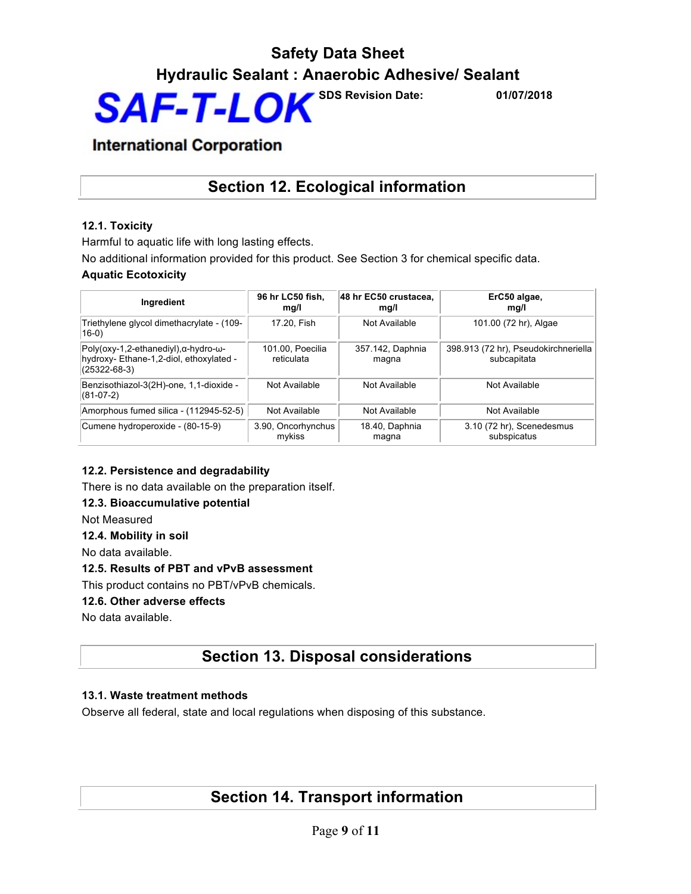## Section 12. Ecological information

### 12.1. Toxicity

Harmful to aquatic life with long lasting effects.

No additional information provided for this product. See Section 3 for chemical specific data.

**Aquatic Ecotoxicity**

| Ingredient | 96 hr LC50 fish, mg/l | 48 hr EC50 crustacea, mg/l | ErC50 algae, mg/l |
|---|---|---|---|
| Triethylene glycol dimethacrylate - (109-16-0) | 17.20, Fish | Not Available | 101.00 (72 hr), Algae |
| Poly(oxy-1,2-ethanediyl),α-hydro-ω-hydroxy- Ethane-1,2-diol, ethoxylated - (25322-68-3) | 101.00, Poecilia reticulata | 357.142, Daphnia magna | 398.913 (72 hr), Pseudokirchneriella subcapitata |
| Benzisothiazol-3(2H)-one, 1,1-dioxide - (81-07-2) | Not Available | Not Available | Not Available |
| Amorphous fumed silica - (112945-52-5) | Not Available | Not Available | Not Available |
| Cumene hydroperoxide - (80-15-9) | 3.90, Oncorhynchus mykiss | 18.40, Daphnia magna | 3.10 (72 hr), Scenedesmus subspicatus |

### 12.2. Persistence and degradability

There is no data available on the preparation itself.

### 12.3. Bioaccumulative potential

Not Measured

### 12.4. Mobility in soil

No data available.

### 12.5. Results of PBT and vPvB assessment

This product contains no PBT/vPvB chemicals.

### 12.6. Other adverse effects

No data available.

## Section 13. Disposal considerations

### 13.1. Waste treatment methods

Observe all federal, state and local regulations when disposing of this substance.

## Section 14. Transport information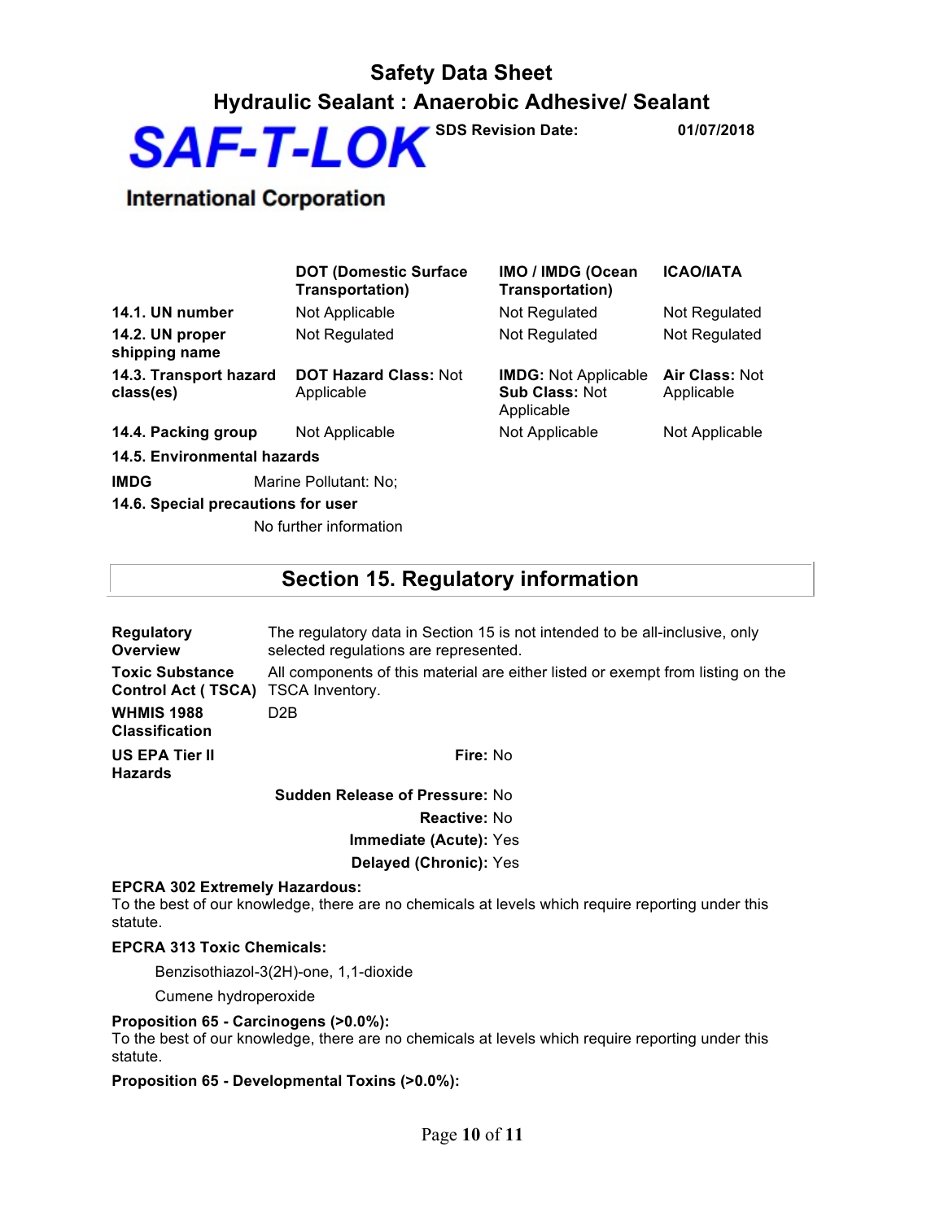| | DOT (Domestic Surface Transportation) | IMO / IMDG (Ocean Transportation) | ICAO/IATA |
|---|---|---|---|
| **14.1. UN number** | Not Applicable | Not Regulated | Not Regulated |
| **14.2. UN proper shipping name** | Not Regulated | Not Regulated | Not Regulated |
| **14.3. Transport hazard class(es)** | **DOT Hazard Class:** Not Applicable | **IMDG:** Not Applicable **Sub Class:** Not Applicable | **Air Class:** Not Applicable |
| **14.4. Packing group** | Not Applicable | Not Applicable | Not Applicable |

**14.5. Environmental hazards**

**IMDG** Marine Pollutant: No;

**14.6. Special precautions for user**

No further information

## Section 15. Regulatory information

**Regulatory Overview**: The regulatory data in Section 15 is not intended to be all-inclusive, only selected regulations are represented.

**Toxic Substance Control Act ( TSCA)**: All components of this material are either listed or exempt from listing on the TSCA Inventory.

**WHMIS 1988 Classification**: D2B

**US EPA Tier II Hazards**

**Fire:** No

**Sudden Release of Pressure:** No

**Reactive:** No

**Immediate (Acute):** Yes

**Delayed (Chronic):** Yes

**EPCRA 302 Extremely Hazardous:**
To the best of our knowledge, there are no chemicals at levels which require reporting under this statute.

**EPCRA 313 Toxic Chemicals:**

Benzisothiazol-3(2H)-one, 1,1-dioxide

Cumene hydroperoxide

**Proposition 65 - Carcinogens (>0.0%):**
To the best of our knowledge, there are no chemicals at levels which require reporting under this statute.

**Proposition 65 - Developmental Toxins (>0.0%):**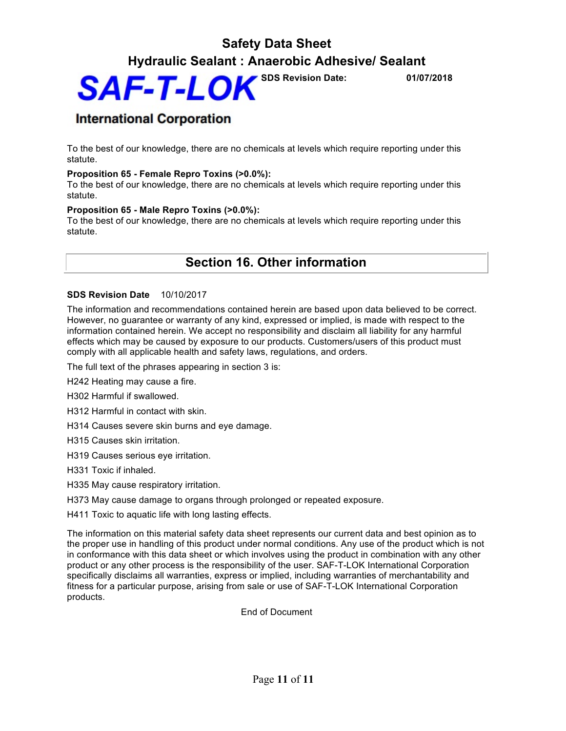To the best of our knowledge, there are no chemicals at levels which require reporting under this statute.

**Proposition 65 - Female Repro Toxins (>0.0%):**
To the best of our knowledge, there are no chemicals at levels which require reporting under this statute.

**Proposition 65 - Male Repro Toxins (>0.0%):**
To the best of our knowledge, there are no chemicals at levels which require reporting under this statute.

## Section 16. Other information

**SDS Revision Date** 10/10/2017

The information and recommendations contained herein are based upon data believed to be correct. However, no guarantee or warranty of any kind, expressed or implied, is made with respect to the information contained herein. We accept no responsibility and disclaim all liability for any harmful effects which may be caused by exposure to our products. Customers/users of this product must comply with all applicable health and safety laws, regulations, and orders.

The full text of the phrases appearing in section 3 is:

H242 Heating may cause a fire.

H302 Harmful if swallowed.

H312 Harmful in contact with skin.

H314 Causes severe skin burns and eye damage.

H315 Causes skin irritation.

H319 Causes serious eye irritation.

H331 Toxic if inhaled.

H335 May cause respiratory irritation.

H373 May cause damage to organs through prolonged or repeated exposure.

H411 Toxic to aquatic life with long lasting effects.

The information on this material safety data sheet represents our current data and best opinion as to the proper use in handling of this product under normal conditions. Any use of the product which is not in conformance with this data sheet or which involves using the product in combination with any other product or any other process is the responsibility of the user. SAF-T-LOK International Corporation specifically disclaims all warranties, express or implied, including warranties of merchantability and fitness for a particular purpose, arising from sale or use of SAF-T-LOK International Corporation products.

End of Document